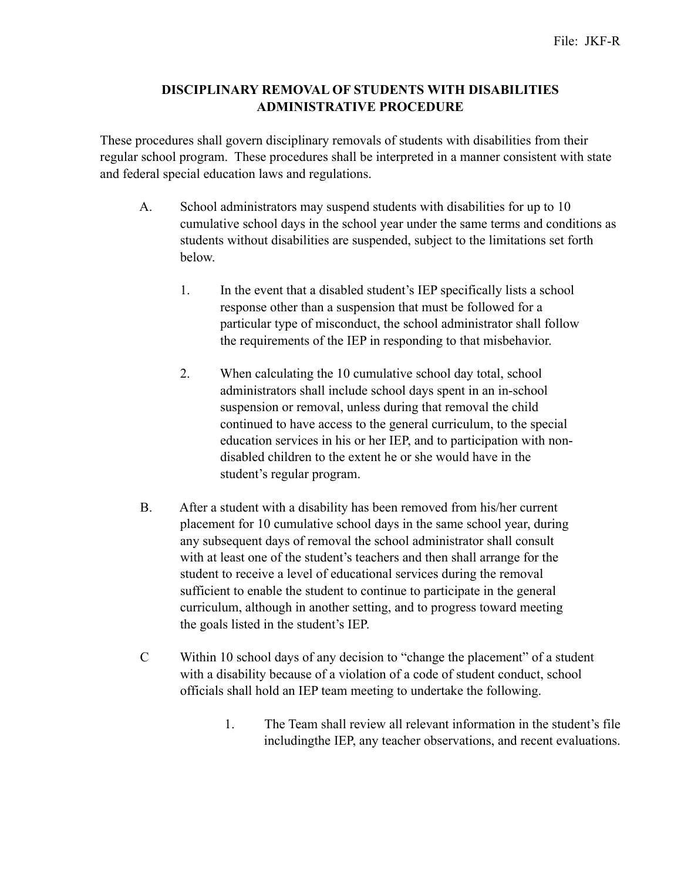File: JKF-R

# DISCIPLINARY REMOVAL OF STUDENTS WITH DISABILITIES ADMINISTRATIVE PROCEDURE

These procedures shall govern disciplinary removals of students with disabilities from their regular school program. These procedures shall be interpreted in a manner consistent with state and federal special education laws and regulations.

A. School administrators may suspend students with disabilities for up to 10 cumulative school days in the school year under the same terms and conditions as students without disabilities are suspended, subject to the limitations set forth below.

   1. In the event that a disabled student's IEP specifically lists a school response other than a suspension that must be followed for a particular type of misconduct, the school administrator shall follow the requirements of the IEP in responding to that misbehavior.

   2. When calculating the 10 cumulative school day total, school administrators shall include school days spent in an in-school suspension or removal, unless during that removal the child continued to have access to the general curriculum, to the special education services in his or her IEP, and to participation with non-disabled children to the extent he or she would have in the student's regular program.

B. After a student with a disability has been removed from his/her current placement for 10 cumulative school days in the same school year, during any subsequent days of removal the school administrator shall consult with at least one of the student's teachers and then shall arrange for the student to receive a level of educational services during the removal sufficient to enable the student to continue to participate in the general curriculum, although in another setting, and to progress toward meeting the goals listed in the student's IEP.

C Within 10 school days of any decision to "change the placement" of a student with a disability because of a violation of a code of student conduct, school officials shall hold an IEP team meeting to undertake the following.

   1. The Team shall review all relevant information in the student's file includingthe IEP, any teacher observations, and recent evaluations.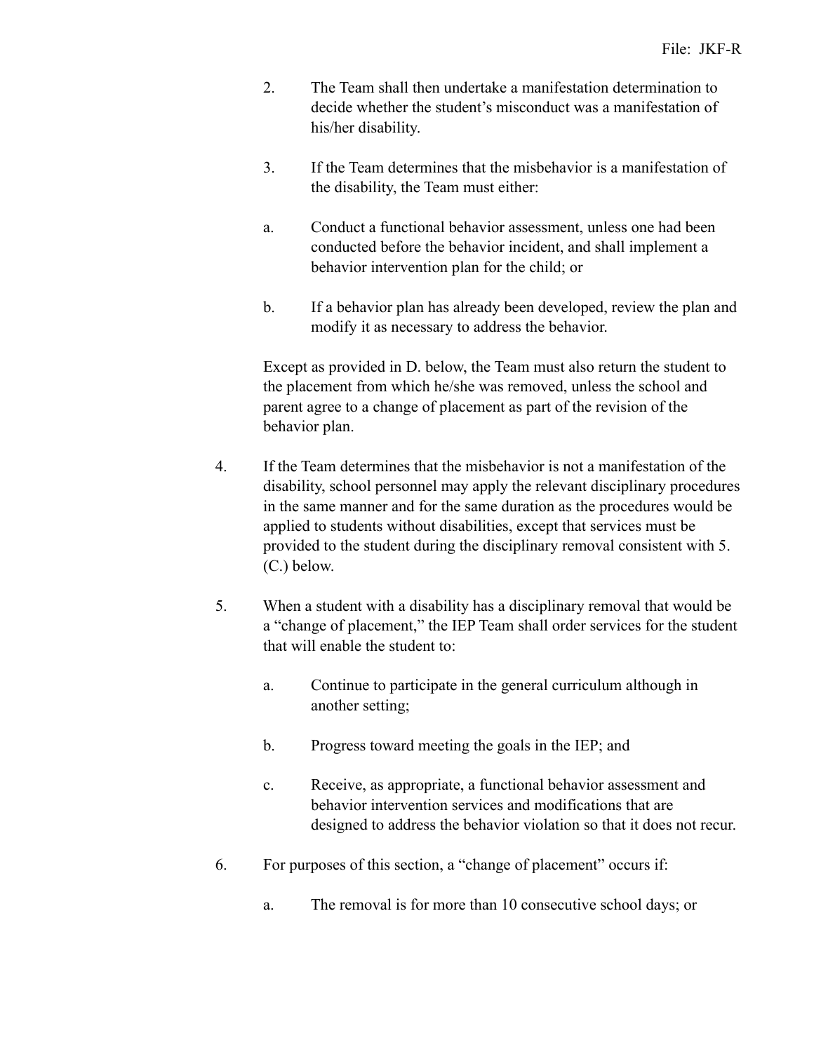2. The Team shall then undertake a manifestation determination to decide whether the student's misconduct was a manifestation of his/her disability.

3. If the Team determines that the misbehavior is a manifestation of the disability, the Team must either:

   a. Conduct a functional behavior assessment, unless one had been conducted before the behavior incident, and shall implement a behavior intervention plan for the child; or

   b. If a behavior plan has already been developed, review the plan and modify it as necessary to address the behavior.

   Except as provided in D. below, the Team must also return the student to the placement from which he/she was removed, unless the school and parent agree to a change of placement as part of the revision of the behavior plan.

4. If the Team determines that the misbehavior is not a manifestation of the disability, school personnel may apply the relevant disciplinary procedures in the same manner and for the same duration as the procedures would be applied to students without disabilities, except that services must be provided to the student during the disciplinary removal consistent with 5. (C.) below.

5. When a student with a disability has a disciplinary removal that would be a "change of placement," the IEP Team shall order services for the student that will enable the student to:

   a. Continue to participate in the general curriculum although in another setting;

   b. Progress toward meeting the goals in the IEP; and

   c. Receive, as appropriate, a functional behavior assessment and behavior intervention services and modifications that are designed to address the behavior violation so that it does not recur.

6. For purposes of this section, a "change of placement" occurs if:

   a. The removal is for more than 10 consecutive school days; or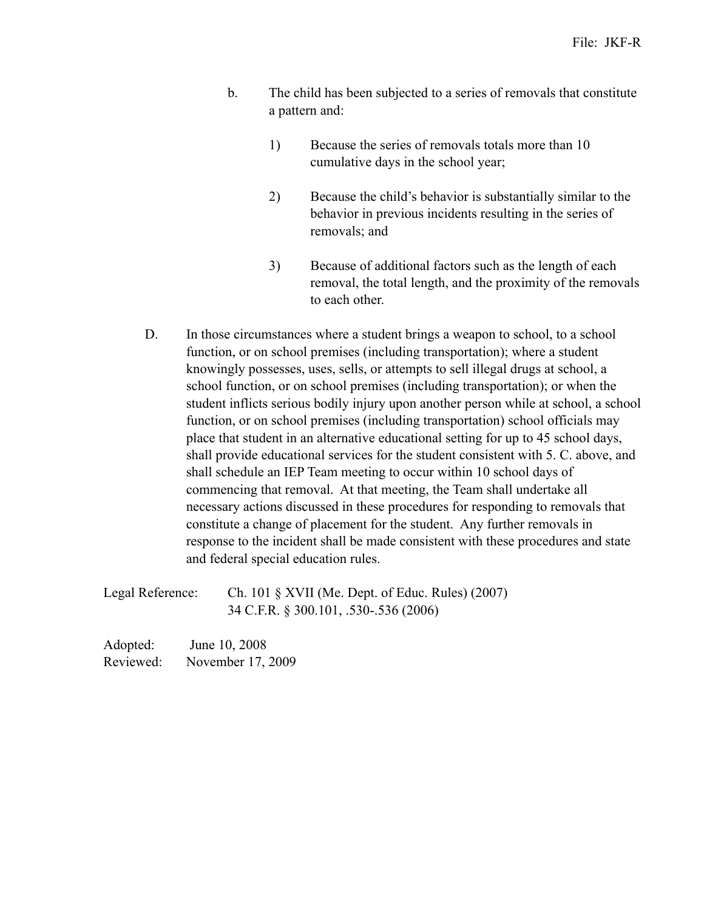b. The child has been subjected to a series of removals that constitute a pattern and:

   1) Because the series of removals totals more than 10 cumulative days in the school year;

   2) Because the child's behavior is substantially similar to the behavior in previous incidents resulting in the series of removals; and

   3) Because of additional factors such as the length of each removal, the total length, and the proximity of the removals to each other.

D. In those circumstances where a student brings a weapon to school, to a school function, or on school premises (including transportation); where a student knowingly possesses, uses, sells, or attempts to sell illegal drugs at school, a school function, or on school premises (including transportation); or when the student inflicts serious bodily injury upon another person while at school, a school function, or on school premises (including transportation) school officials may place that student in an alternative educational setting for up to 45 school days, shall provide educational services for the student consistent with 5. C. above, and shall schedule an IEP Team meeting to occur within 10 school days of commencing that removal. At that meeting, the Team shall undertake all necessary actions discussed in these procedures for responding to removals that constitute a change of placement for the student. Any further removals in response to the incident shall be made consistent with these procedures and state and federal special education rules.

Legal Reference: Ch. 101 § XVII (Me. Dept. of Educ. Rules) (2007)
34 C.F.R. § 300.101, .530-.536 (2006)

Adopted: June 10, 2008
Reviewed: November 17, 2009